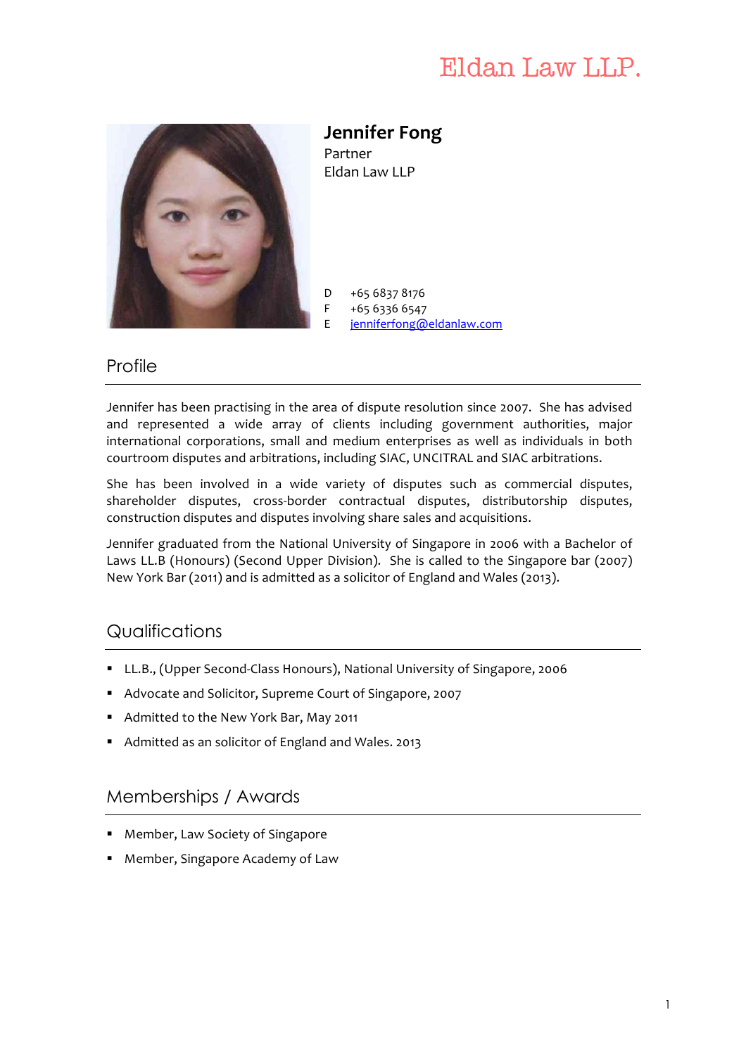Eldan Law LLP.

# Jennifer Fong

Partner
Eldan Law LLP

D +65 6837 8176
F +65 6336 6547
E jenniferfong@eldanlaw.com

## Profile

Jennifer has been practising in the area of dispute resolution since 2007. She has advised and represented a wide array of clients including government authorities, major international corporations, small and medium enterprises as well as individuals in both courtroom disputes and arbitrations, including SIAC, UNCITRAL and SIAC arbitrations.

She has been involved in a wide variety of disputes such as commercial disputes, shareholder disputes, cross-border contractual disputes, distributorship disputes, construction disputes and disputes involving share sales and acquisitions.

Jennifer graduated from the National University of Singapore in 2006 with a Bachelor of Laws LL.B (Honours) (Second Upper Division). She is called to the Singapore bar (2007) New York Bar (2011) and is admitted as a solicitor of England and Wales (2013).

## Qualifications

- LL.B., (Upper Second-Class Honours), National University of Singapore, 2006
- Advocate and Solicitor, Supreme Court of Singapore, 2007
- Admitted to the New York Bar, May 2011
- Admitted as an solicitor of England and Wales. 2013

## Memberships / Awards

- Member, Law Society of Singapore
- Member, Singapore Academy of Law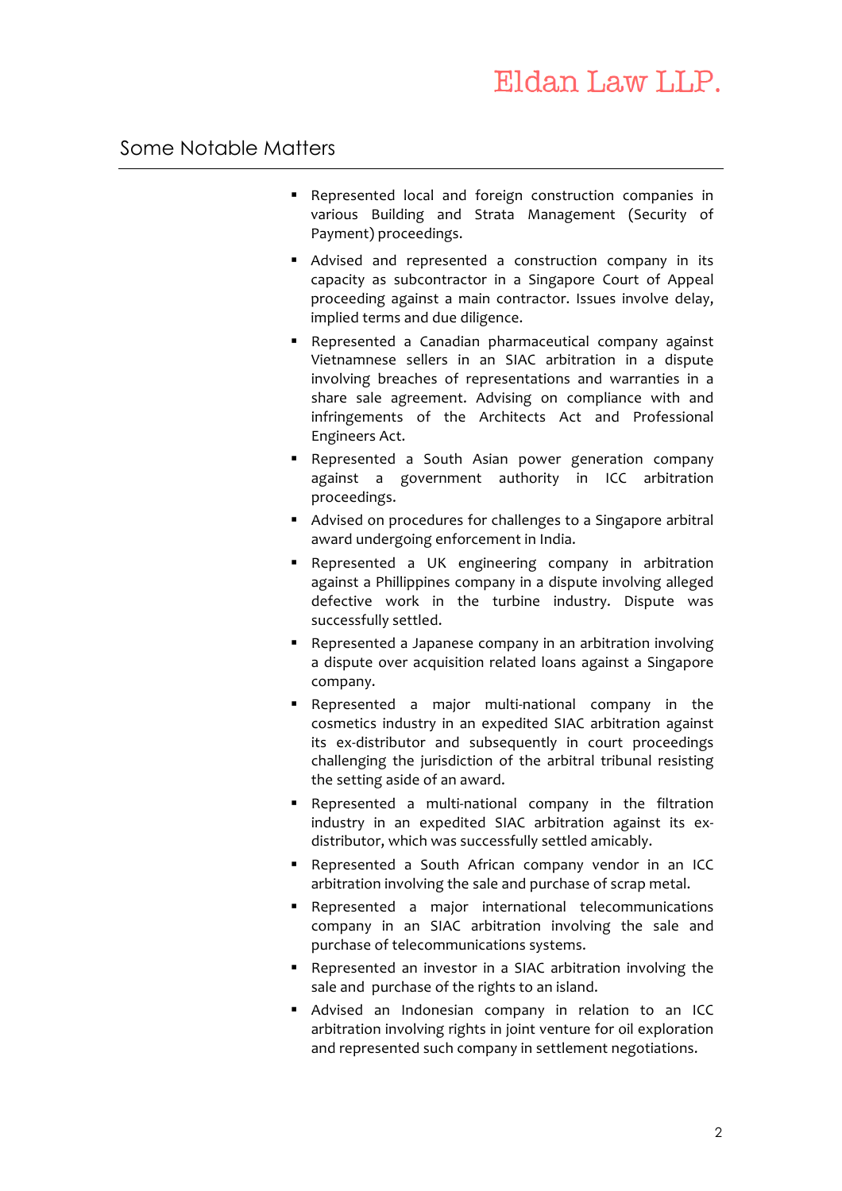## Some Notable Matters

- Represented local and foreign construction companies in various Building and Strata Management (Security of Payment) proceedings.
- Advised and represented a construction company in its capacity as subcontractor in a Singapore Court of Appeal proceeding against a main contractor. Issues involve delay, implied terms and due diligence.
- Represented a Canadian pharmaceutical company against Vietnamnese sellers in an SIAC arbitration in a dispute involving breaches of representations and warranties in a share sale agreement. Advising on compliance with and infringements of the Architects Act and Professional Engineers Act.
- Represented a South Asian power generation company against a government authority in ICC arbitration proceedings.
- Advised on procedures for challenges to a Singapore arbitral award undergoing enforcement in India.
- Represented a UK engineering company in arbitration against a Phillippines company in a dispute involving alleged defective work in the turbine industry. Dispute was successfully settled.
- Represented a Japanese company in an arbitration involving a dispute over acquisition related loans against a Singapore company.
- Represented a major multi-national company in the cosmetics industry in an expedited SIAC arbitration against its ex-distributor and subsequently in court proceedings challenging the jurisdiction of the arbitral tribunal resisting the setting aside of an award.
- Represented a multi-national company in the filtration industry in an expedited SIAC arbitration against its ex-distributor, which was successfully settled amicably.
- Represented a South African company vendor in an ICC arbitration involving the sale and purchase of scrap metal.
- Represented a major international telecommunications company in an SIAC arbitration involving the sale and purchase of telecommunications systems.
- Represented an investor in a SIAC arbitration involving the sale and purchase of the rights to an island.
- Advised an Indonesian company in relation to an ICC arbitration involving rights in joint venture for oil exploration and represented such company in settlement negotiations.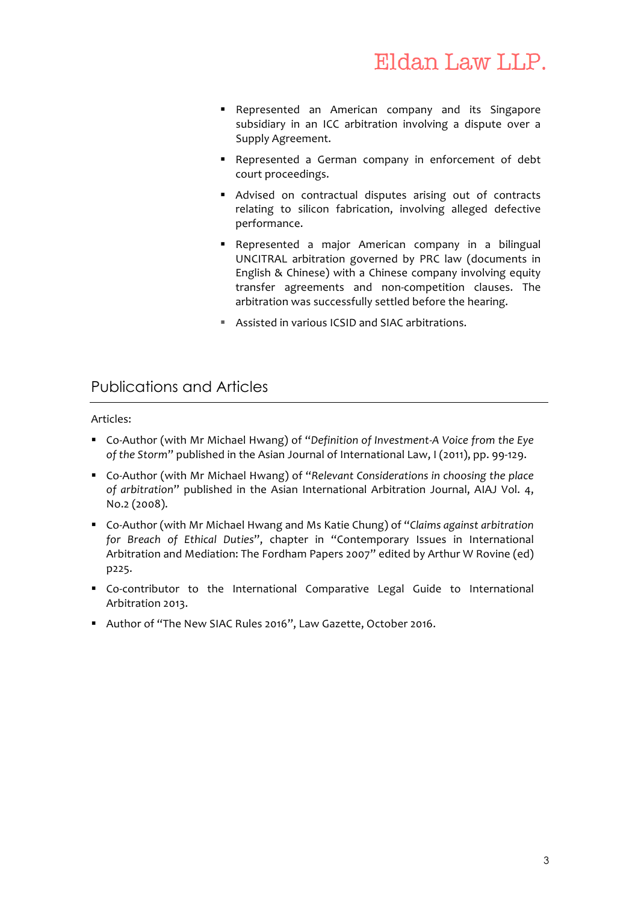- Represented an American company and its Singapore subsidiary in an ICC arbitration involving a dispute over a Supply Agreement.
- Represented a German company in enforcement of debt court proceedings.
- Advised on contractual disputes arising out of contracts relating to silicon fabrication, involving alleged defective performance.
- Represented a major American company in a bilingual UNCITRAL arbitration governed by PRC law (documents in English & Chinese) with a Chinese company involving equity transfer agreements and non-competition clauses. The arbitration was successfully settled before the hearing.
- Assisted in various ICSID and SIAC arbitrations.

## Publications and Articles

Articles:

- Co-Author (with Mr Michael Hwang) of "*Definition of Investment-A Voice from the Eye of the Storm*" published in the Asian Journal of International Law, I (2011), pp. 99-129.
- Co-Author (with Mr Michael Hwang) of "*Relevant Considerations in choosing the place of arbitration*" published in the Asian International Arbitration Journal, AIAJ Vol. 4, No.2 (2008).
- Co-Author (with Mr Michael Hwang and Ms Katie Chung) of "*Claims against arbitration for Breach of Ethical Duties*", chapter in "Contemporary Issues in International Arbitration and Mediation: The Fordham Papers 2007" edited by Arthur W Rovine (ed) p225.
- Co-contributor to the International Comparative Legal Guide to International Arbitration 2013.
- Author of "The New SIAC Rules 2016", Law Gazette, October 2016.